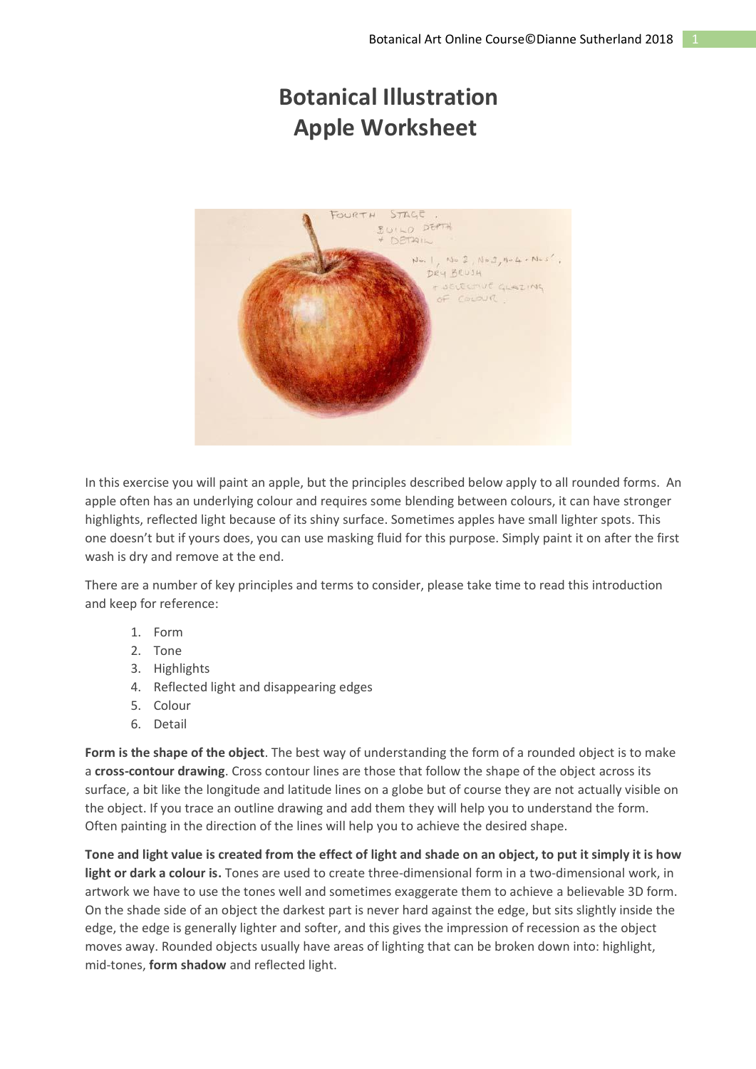# Botanical Illustration
# Apple Worksheet

In this exercise you will paint an apple, but the principles described below apply to all rounded forms. An apple often has an underlying colour and requires some blending between colours, it can have stronger highlights, reflected light because of its shiny surface. Sometimes apples have small lighter spots. This one doesn't but if yours does, you can use masking fluid for this purpose. Simply paint it on after the first wash is dry and remove at the end.

There are a number of key principles and terms to consider, please take time to read this introduction and keep for reference:

1. Form
2. Tone
3. Highlights
4. Reflected light and disappearing edges
5. Colour
6. Detail

**Form is the shape of the object**. The best way of understanding the form of a rounded object is to make a **cross-contour drawing**. Cross contour lines are those that follow the shape of the object across its surface, a bit like the longitude and latitude lines on a globe but of course they are not actually visible on the object. If you trace an outline drawing and add them they will help you to understand the form. Often painting in the direction of the lines will help you to achieve the desired shape.

**Tone and light value is created from the effect of light and shade on an object, to put it simply it is how light or dark a colour is.** Tones are used to create three-dimensional form in a two-dimensional work, in artwork we have to use the tones well and sometimes exaggerate them to achieve a believable 3D form. On the shade side of an object the darkest part is never hard against the edge, but sits slightly inside the edge, the edge is generally lighter and softer, and this gives the impression of recession as the object moves away. Rounded objects usually have areas of lighting that can be broken down into: highlight, mid-tones, **form shadow** and reflected light.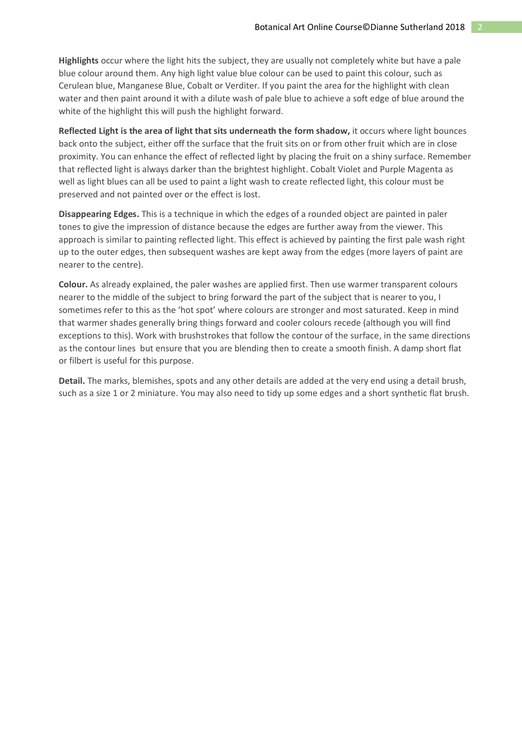**Highlights** occur where the light hits the subject, they are usually not completely white but have a pale blue colour around them. Any high light value blue colour can be used to paint this colour, such as Cerulean blue, Manganese Blue, Cobalt or Verditer. If you paint the area for the highlight with clean water and then paint around it with a dilute wash of pale blue to achieve a soft edge of blue around the white of the highlight this will push the highlight forward.

**Reflected Light is the area of light that sits underneath the form shadow,** it occurs where light bounces back onto the subject, either off the surface that the fruit sits on or from other fruit which are in close proximity. You can enhance the effect of reflected light by placing the fruit on a shiny surface. Remember that reflected light is always darker than the brightest highlight. Cobalt Violet and Purple Magenta as well as light blues can all be used to paint a light wash to create reflected light, this colour must be preserved and not painted over or the effect is lost.

**Disappearing Edges.** This is a technique in which the edges of a rounded object are painted in paler tones to give the impression of distance because the edges are further away from the viewer. This approach is similar to painting reflected light. This effect is achieved by painting the first pale wash right up to the outer edges, then subsequent washes are kept away from the edges (more layers of paint are nearer to the centre).

**Colour.** As already explained, the paler washes are applied first. Then use warmer transparent colours nearer to the middle of the subject to bring forward the part of the subject that is nearer to you, I sometimes refer to this as the 'hot spot' where colours are stronger and most saturated. Keep in mind that warmer shades generally bring things forward and cooler colours recede (although you will find exceptions to this). Work with brushstrokes that follow the contour of the surface, in the same directions as the contour lines but ensure that you are blending then to create a smooth finish. A damp short flat or filbert is useful for this purpose.

**Detail.** The marks, blemishes, spots and any other details are added at the very end using a detail brush, such as a size 1 or 2 miniature. You may also need to tidy up some edges and a short synthetic flat brush.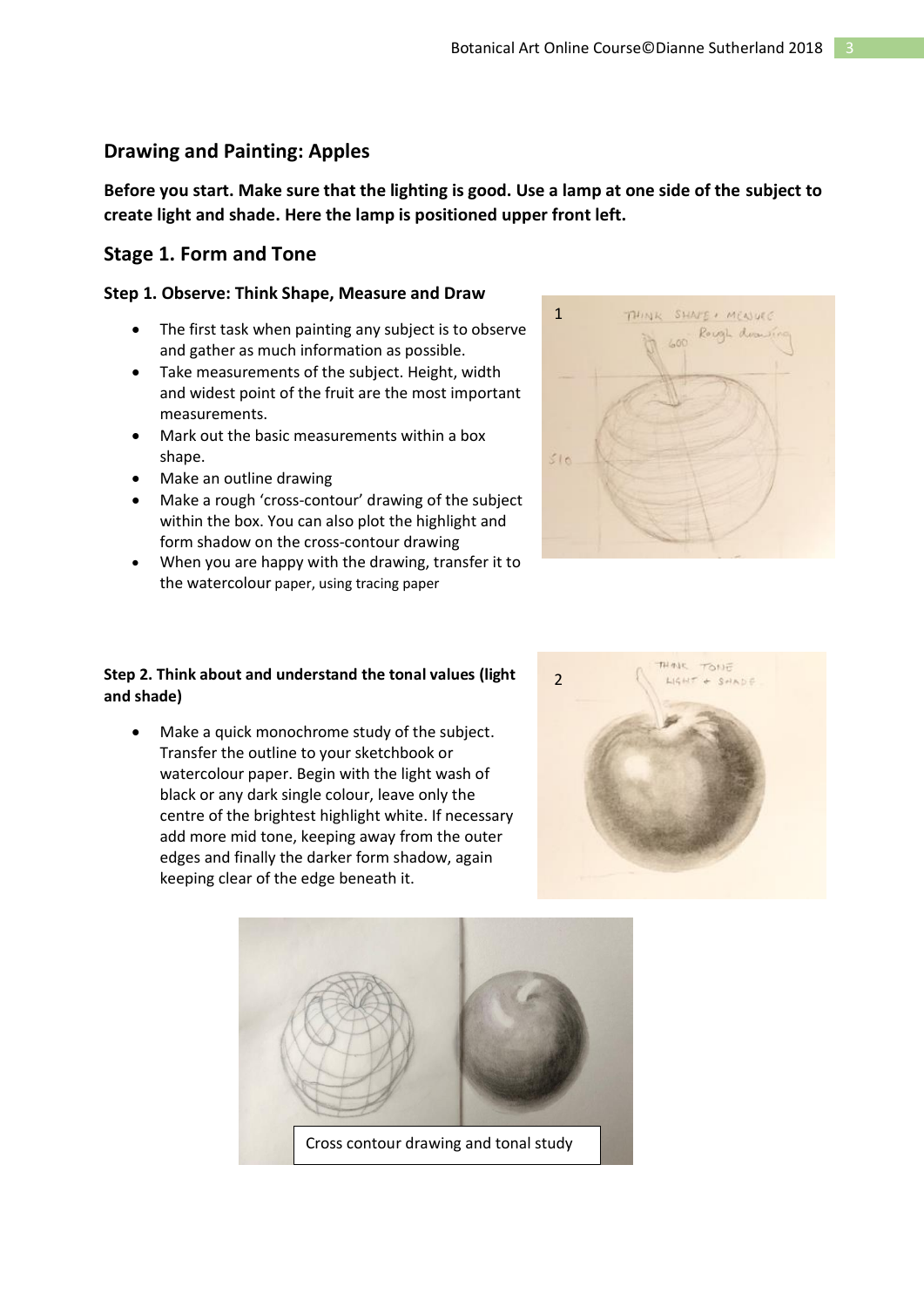## Drawing and Painting: Apples

**Before you start. Make sure that the lighting is good. Use a lamp at one side of the subject to create light and shade. Here the lamp is positioned upper front left.**

## Stage 1. Form and Tone

### Step 1. Observe: Think Shape, Measure and Draw

- The first task when painting any subject is to observe and gather as much information as possible.
- Take measurements of the subject. Height, width and widest point of the fruit are the most important measurements.
- Mark out the basic measurements within a box shape.
- Make an outline drawing
- Make a rough 'cross-contour' drawing of the subject within the box. You can also plot the highlight and form shadow on the cross-contour drawing
- When you are happy with the drawing, transfer it to the watercolour paper, using tracing paper

### Step 2. Think about and understand the tonal values (light and shade)

- Make a quick monochrome study of the subject. Transfer the outline to your sketchbook or watercolour paper. Begin with the light wash of black or any dark single colour, leave only the centre of the brightest highlight white. If necessary add more mid tone, keeping away from the outer edges and finally the darker form shadow, again keeping clear of the edge beneath it.

Cross contour drawing and tonal study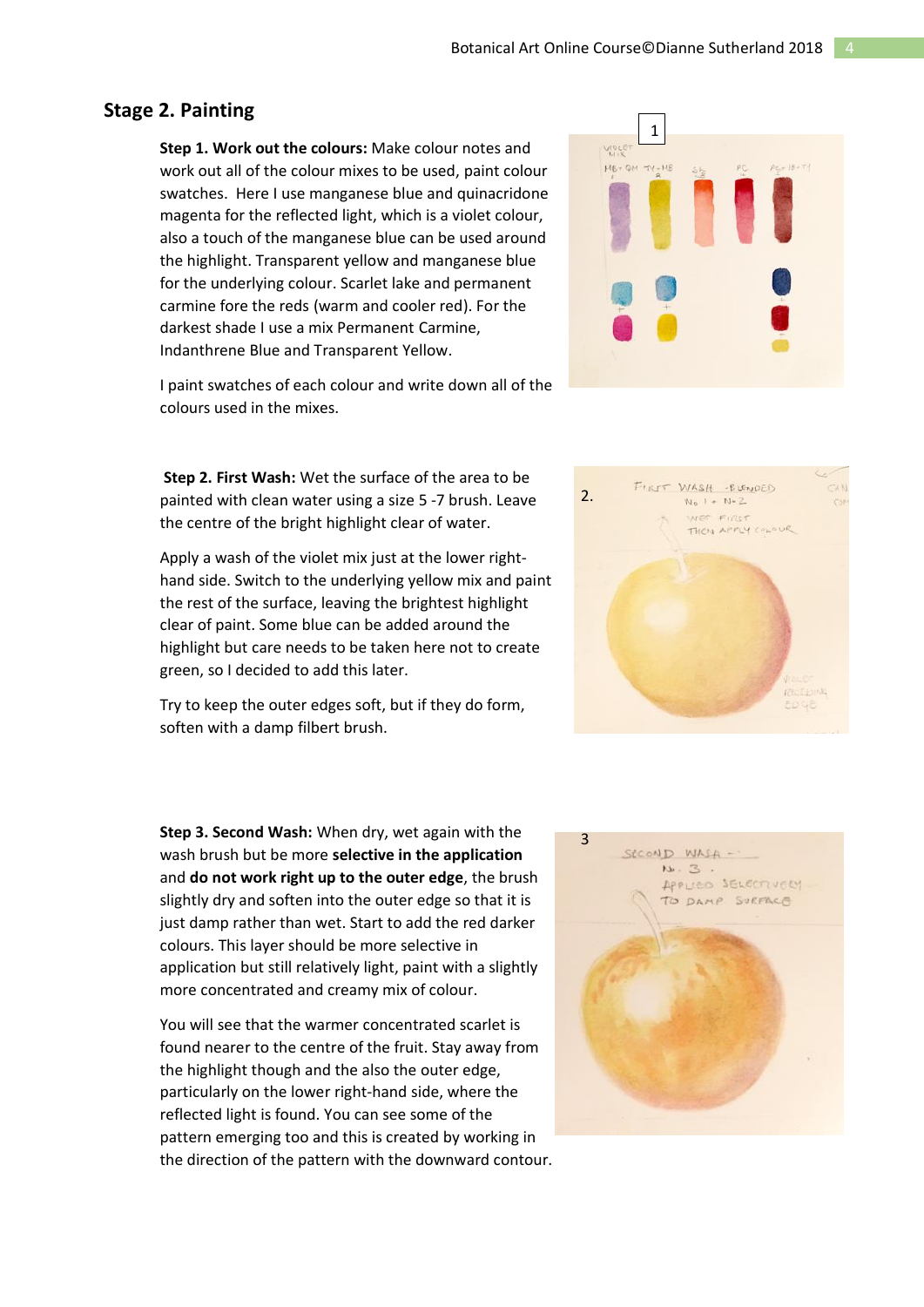## Stage 2. Painting

**Step 1. Work out the colours:** Make colour notes and work out all of the colour mixes to be used, paint colour swatches. Here I use manganese blue and quinacridone magenta for the reflected light, which is a violet colour, also a touch of the manganese blue can be used around the highlight. Transparent yellow and manganese blue for the underlying colour. Scarlet lake and permanent carmine fore the reds (warm and cooler red). For the darkest shade I use a mix Permanent Carmine, Indanthrene Blue and Transparent Yellow.

I paint swatches of each colour and write down all of the colours used in the mixes.

**Step 2. First Wash:** Wet the surface of the area to be painted with clean water using a size 5 -7 brush. Leave the centre of the bright highlight clear of water.

Apply a wash of the violet mix just at the lower right-hand side. Switch to the underlying yellow mix and paint the rest of the surface, leaving the brightest highlight clear of paint. Some blue can be added around the highlight but care needs to be taken here not to create green, so I decided to add this later.

Try to keep the outer edges soft, but if they do form, soften with a damp filbert brush.

**Step 3. Second Wash:** When dry, wet again with the wash brush but be more **selective in the application** and **do not work right up to the outer edge**, the brush slightly dry and soften into the outer edge so that it is just damp rather than wet. Start to add the red darker colours. This layer should be more selective in application but still relatively light, paint with a slightly more concentrated and creamy mix of colour.

You will see that the warmer concentrated scarlet is found nearer to the centre of the fruit. Stay away from the highlight though and the also the outer edge, particularly on the lower right-hand side, where the reflected light is found. You can see some of the pattern emerging too and this is created by working in the direction of the pattern with the downward contour.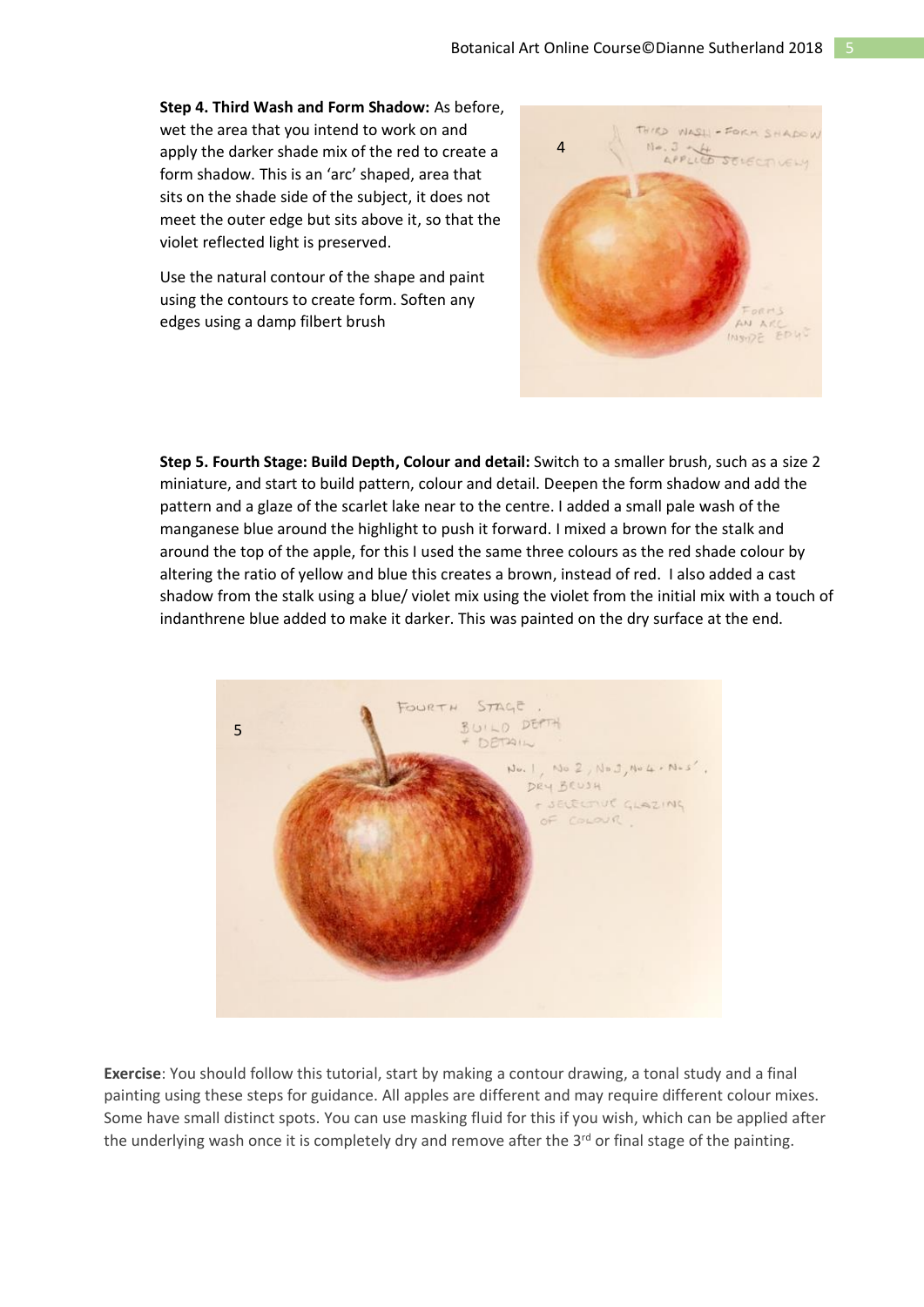**Step 4. Third Wash and Form Shadow:** As before, wet the area that you intend to work on and apply the darker shade mix of the red to create a form shadow. This is an 'arc' shaped, area that sits on the shade side of the subject, it does not meet the outer edge but sits above it, so that the violet reflected light is preserved.

Use the natural contour of the shape and paint using the contours to create form. Soften any edges using a damp filbert brush

**Step 5. Fourth Stage: Build Depth, Colour and detail:** Switch to a smaller brush, such as a size 2 miniature, and start to build pattern, colour and detail. Deepen the form shadow and add the pattern and a glaze of the scarlet lake near to the centre. I added a small pale wash of the manganese blue around the highlight to push it forward. I mixed a brown for the stalk and around the top of the apple, for this I used the same three colours as the red shade colour by altering the ratio of yellow and blue this creates a brown, instead of red. I also added a cast shadow from the stalk using a blue/ violet mix using the violet from the initial mix with a touch of indanthrene blue added to make it darker. This was painted on the dry surface at the end.

**Exercise**: You should follow this tutorial, start by making a contour drawing, a tonal study and a final painting using these steps for guidance. All apples are different and may require different colour mixes. Some have small distinct spots. You can use masking fluid for this if you wish, which can be applied after the underlying wash once it is completely dry and remove after the 3rd or final stage of the painting.